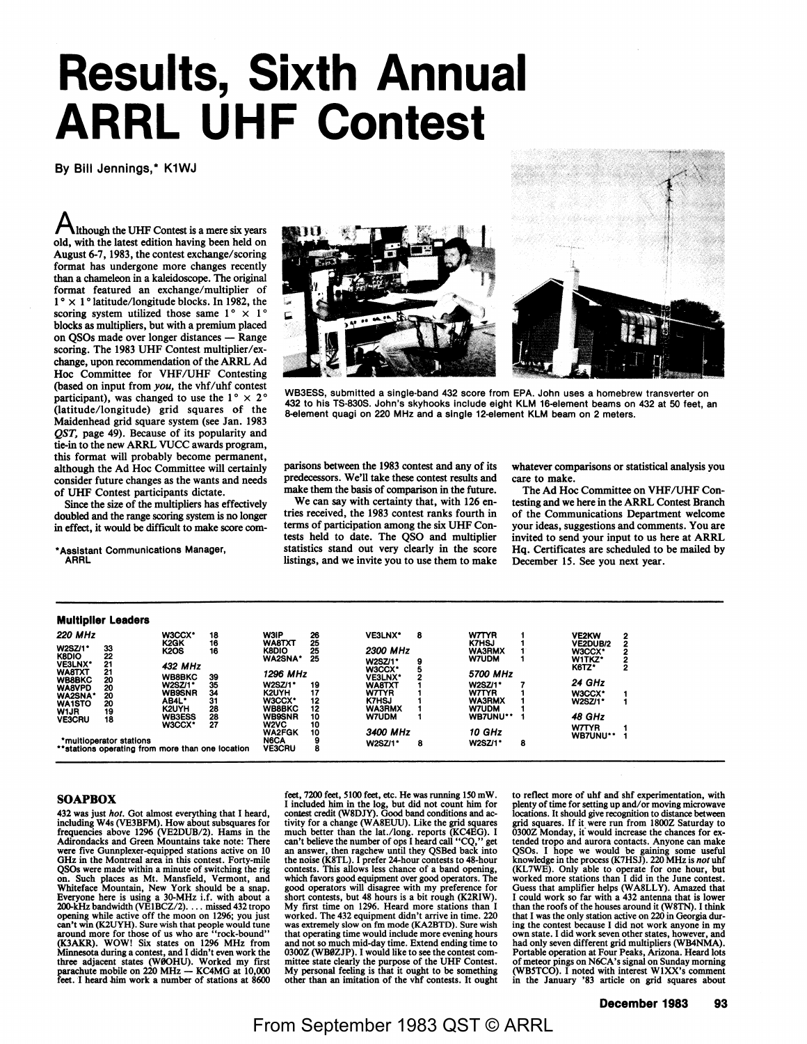# Results, Sixth Annual ARRL UHF Contest

By Bill Jennings,* K1WJ

Although the UHF Contest is a mere six years old, with the latest edition having been held on August 6-7, 1983, the contest exchange/scoring format has undergone more changes recently than a chameleon in a kaleidoscope. The original format featured an exchange/multiplier of 1° × 1° latitude/longitude blocks. In 1982, the scoring system utilized those same 1° × 1° blocks as multipliers, but with a premium placed on QSOs made over longer distances — Range scoring. The 1983 UHF Contest multiplier/exchange, upon recommendation of the ARRL Ad Hoc Committee for VHF/UHF Contesting (based on input from *you*, the vhf/uhf contest participant), was changed to use the 1° × 2° (latitude/longitude) grid squares of the Maidenhead grid square system (see Jan. 1983 *QST*, page 49). Because of its popularity and tie-in to the new ARRL VUCC awards program, this format will probably become permanent, although the Ad Hoc Committee will certainly consider future changes as the wants and needs of UHF Contest participants dictate.

Since the size of the multipliers has effectively doubled and the range scoring system is no longer in effect, it would be difficult to make score comparisons between the 1983 contest and any of its predecessors. We'll take these contest results and make them the basis of comparison in the future.

We can say with certainty that, with 126 entries received, the 1983 contest ranks fourth in terms of participation among the six UHF Contests held to date. The QSO and multiplier statistics stand out very clearly in the score listings, and we invite you to use them to make whatever comparisons or statistical analysis you care to make.

The Ad Hoc Committee on VHF/UHF Contesting and we here in the ARRL Contest Branch of the Communications Department welcome your ideas, suggestions and comments. You are invited to send your input to us here at ARRL Hq. Certificates are scheduled to be mailed by December 15. See you next year.

*Assistant Communications Manager, ARRL

WB3ESS, submitted a single-band 432 score from EPA. John uses a homebrew transverter on 432 to his TS-830S. John's skyhooks include eight KLM 16-element beams on 432 at 50 feet, an 8-element quagi on 220 MHz and a single 12-element KLM beam on 2 meters.

## Multiplier Leaders

| Band | Call | Mults |
|---|---|---|
| *220 MHz* | W2SZ/1* | 33 |
| | K8DIO | 22 |
| | VE3LNX* | 21 |
| | WA8TXT | 21 |
| | WB8BKC | 20 |
| | WA8VPD | 20 |
| | WA2SNA* | 20 |
| | WA1STO | 20 |
| | W1JR | 19 |
| | VE3CRU | 18 |
| | W3CCX* | 18 |
| | K2GK | 16 |
| | K2OS | 16 |
| *432 MHz* | WB8BKC | 39 |
| | W2SZ/1* | 35 |
| | WB9SNR | 34 |
| | AB4L* | 31 |
| | K2UYH | 28 |
| | WB3ESS | 28 |
| | W3CCX* | 27 |
| | W3IP | 26 |
| | WA8TXT | 25 |
| | K8DIO | 25 |
| | WA2SNA* | 25 |
| *1296 MHz* | W2SZ/1* | 19 |
| | K2UYH | 17 |
| | W3CCX* | 12 |
| | WB8BKC | 12 |
| | WB9SNR | 10 |
| | W2VC | 10 |
| | WA2FGK | 10 |
| | N6CA | 9 |
| | VE3CRU | 8 |
| | VE3LNX* | 8 |
| *2300 MHz* | W2SZ/1* | 9 |
| | W3CCX* | 5 |
| | VE3LNX* | 2 |
| | WA8TXT | 1 |
| | W7TYR | 1 |
| | K7HSJ | 1 |
| | WA3RMX | 1 |
| | W7UDM | 1 |
| *3400 MHz* | W2SZ/1* | 8 |
| | W7TYR | 1 |
| | K7HSJ | 1 |
| | WA3RMX | 1 |
| | W7UDM | 1 |
| *5700 MHz* | W2SZ/1* | 7 |
| | W7TYR | 1 |
| | WA3RMX | 1 |
| | W7UDM | 1 |
| | WB7UNU** | 1 |
| *10 GHz* | W2SZ/1* | 8 |
| | VE2KW | 2 |
| | VE2DUB/2 | 2 |
| | W3CCX* | 2 |
| | W1TKZ* | 2 |
| | K6TZ* | 2 |
| *24 GHz* | W3CCX* | 1 |
| | W2SZ/1* | 1 |
| *48 GHz* | W7TYR | 1 |
| | WB7UNU** | 1 |

*multioperator stations
**stations operating from more than one location

## SOAPBOX

432 was just *hot.* Got almost everything that I heard, including W4s (VE3BFM). How about subsquares for frequencies above 1296 (VE2DUB/2). Hams in the Adirondacks and Green Mountains take note: There were five Gunnplexer-equipped stations active on 10 GHz in the Montreal area in this contest. Forty-mile QSOs were made within a minute of switching the rig on. Such places as Mt. Mansfield, Vermont, and Whiteface Mountain, New York should be a snap. Everyone here is using a 30-MHz i.f. with about a 200-kHz bandwidth (VE1BCZ/2). ... missed 432 tropo opening while active off the moon on 1296; you just can't win (K2UYH). Sure wish that people would tune around more for those of us who are "rock-bound" (K3AKR). WOW! Six states on 1296 MHz from Minnesota during a contest, and I didn't even work the three adjacent states (WØOHU). Worked my first parachute mobile on 220 MHz — KC4MG at 10,000 feet. I heard him work a number of stations at 8600 feet, 7200 feet, 5100 feet, etc. He was running 150 mW. I included him in the log, but did not count him for contest credit (W8DJY). Good band conditions and activity for a change (WA8EUU). Like the grid squares much better than the lat./long. reports (KC4EG). I can't believe the number of ops I heard call "CQ," get an answer, then ragchew until they QSBed back into the noise (K8TL). I prefer 24-hour contests to 48-hour contests. This allows less chance of a band opening, which favors good equipment over good operators. The good operators will disagree with my preference for short contests, but 48 hours is a bit rough (K2RIW). My first time on 1296. Heard more stations than I worked. The 432 equipment didn't arrive in time. 220 was extremely slow on fm mode (KA2BTD). Sure wish that operating time would include more evening hours and not so much mid-day time. Extend ending time to 0300Z (WBØZJP). I would like to see the contest committee state clearly the purpose of the UHF Contest. My personal feeling is that it ought to be something other than an imitation of the vhf contests. It ought to reflect more of uhf and shf experimentation, with plenty of time for setting up and/or moving microwave locations. It should give recognition to distance between grid squares. If it were run from 1800Z Saturday to 0300Z Monday, it would increase the chances for extended tropo and aurora contacts. Anyone can make QSOs. I hope we would be gaining some useful knowledge in the process (K7HSJ). 220 MHz is *not* uhf (KL7WE). Only able to operate for one hour, but worked more stations than I did in the June contest. Guess that amplifier helps (WA8LLY). Amazed that I could work so far with a 432 antenna that is lower than the roofs of the houses around it (W8TN). I think that I was the only station active on 220 in Georgia during the contest because I did not work anyone in my own state. I did work seven other states, however, and had only seven different grid multipliers (WB4NMA). Portable operation at Four Peaks, Arizona. Heard lots of meteor pings on N6CA's signal on Sunday morning (WB5TCO). I noted with interest W1XX's comment in the January '83 article on grid squares about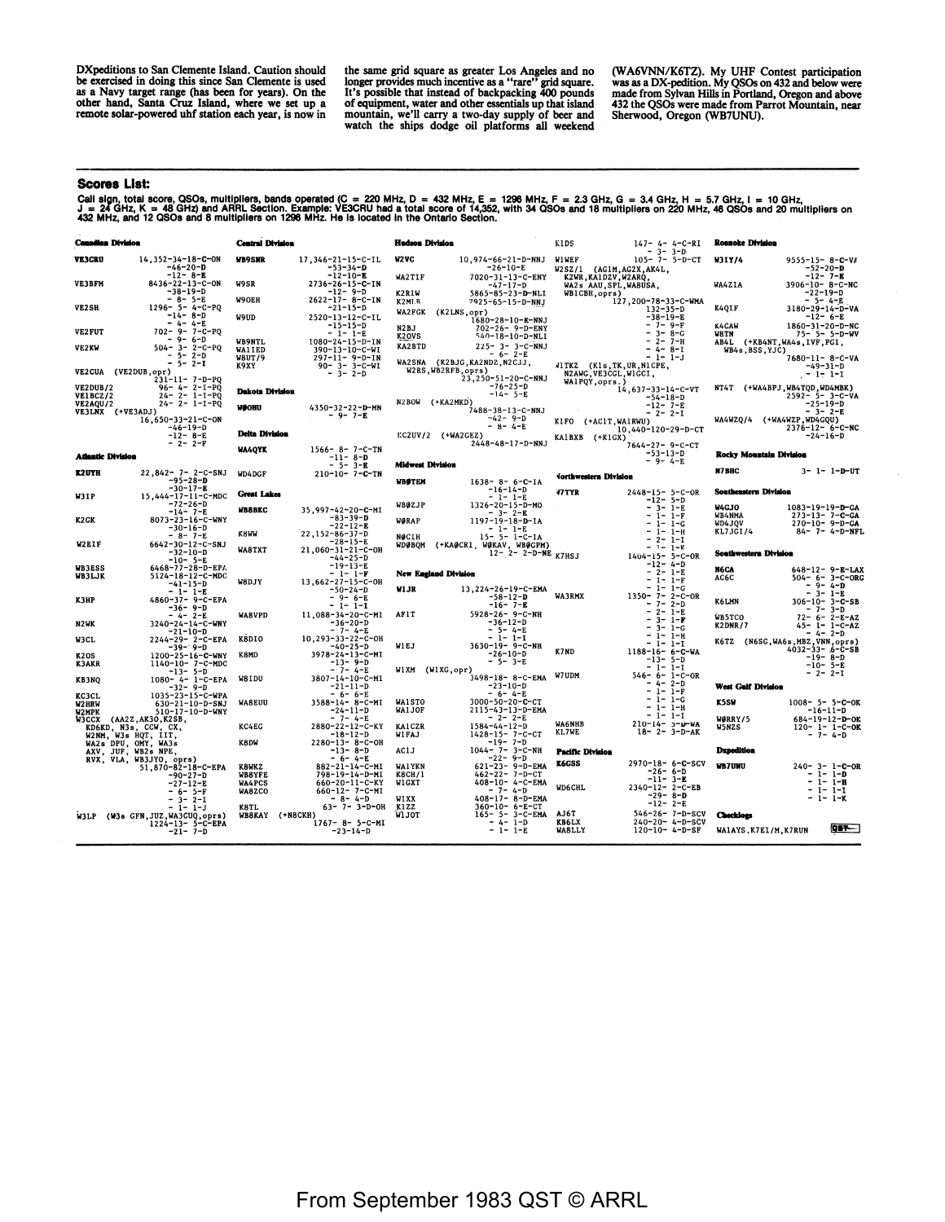DXpeditions to San Clemente Island. Caution should be exercised in doing this since San Clemente is used as a Navy target range (has been for years). On the other hand, Santa Cruz Island, where we set up a remote solar-powered uhf station each year, is now in the same grid square as greater Los Angeles and no longer provides much incentive as a "rare" grid square. It's possible that instead of backpacking 400 pounds of equipment, water and other essentials up that island mountain, we'll carry a two-day supply of beer and watch the ships dodge oil platforms all weekend (WA6VNN/K6TZ). My UHF Contest participation was as a DX-pedition. My QSOs on 432 and below were made from Sylvan Hills in Portland, Oregon and above 432 the QSOs were made from Parrot Mountain, near Sherwood, Oregon (WB7UNU).

## Scores List:

**Call sign, total score, QSOs, multipliers, bands operated (C = 220 MHz, D = 432 MHz, E = 1296 MHz, F = 2.3 GHz, G = 3.4 GHz, H = 5.7 GHz, I = 10 GHz, J = 24 GHz, K = 48 GHz) and ARRL Section. Example: VE3CRU had a total score of 14,352, with 34 QSOs and 18 multipliers on 220 MHz, 46 QSOs and 20 multipliers on 432 MHz, and 12 QSOs and 8 multipliers on 1296 MHz. He is located in the Ontario Section.**

**Canadian Division**

```
VE3CRU      14,352-34-18-C-ON
                  -46-20-D
                  -12- 8-E
VE3BFM       8436-22-13-C-ON
                  -38-19-D
                  - 8- 5-E
VE2SH        1296- 5- 4-C-PQ
                  -14- 8-D
                  - 4- 4-E
VE2FUT        702- 9- 7-C-PQ
                  - 9- 6-D
VE2KW         504- 3- 2-C-PQ
                  - 5- 2-D
                  - 5- 2-E
VE2CUA  (VE2DUB,opr)
              231-11- 7-D-PQ
VE2DUB/2       96- 4- 2-I-PQ
VE1BCZ/2       24- 2- 1-I-PQ
VE2AQU/2       24- 2- 1-I-PQ
VE3LNX  (+VE3ADJ)
           16,650-33-21-C-ON
                  -46-19-D
                  -12- 8-E
                  - 2- 2-F
```

**Atlantic Division**

```
K2UYH       22,842- 7- 2-C-SNJ
                  -95-28-D
                  -30-17-E
W3IP        15,444-17-11-C-MDC
                  -72-26-D
                  -14- 7-E
K2GK         8073-23-16-C-WNY
                  -30-16-D
                  - 8- 7-E
W2EIF        6642-30-12-C-SNJ
                  -32-10-D
                  -10- 5-E
WB3ESS       6468-77-28-D-EPA
WB3LJK       5124-18-12-C-MDC
                  -41-15-D
                  - 1- 1-E
K3HP         4860-37- 9-C-EPA
                  -36- 9-D
                  - 4- 2-E
N2WK         3240-24-14-C-WNY
                  -21-10-D
W3CL         2244-29- 2-C-EPA
                  -39- 9-D
K2OS         1200-25-16-C-WNY
K3AKR        1140-10- 7-C-MDC
                  -13- 5-D
KB3NQ        1080- 4- 1-C-EPA
                  -32- 9-D
KC3CL        1035-23-15-C-WPA
W2HRW         630-21-10-D-SNJ
W2MPK         510-17-10-D-WNY
W3CCX  (AA2Z,AK3O,K2SB,
  KD6KD, N3s, CCW, CX,
  W2NM, W3s HQT, IIT,
  WA2s DPU, OMY, WA3s
  AXV, JUF, WB2s NPE,
  RVX, VLA, WB3JYO, oprs)
           51,870-82-18-C-EPA
                  -90-27-D
                  -27-12-E
                  - 6- 5-F
                  - 3- 2-I
                  - 1- 1-J
W3LP  (W3s GFN,JUZ,WA3CUQ,oprs)
             1224-13- 5-C-EPA
                  -21- 7-D
```

**Central Division**

```
WB9SNR      17,346-21-15-C-IL
                  -53-34-D
                  -12-10-E
W9SR         2736-26-15-C-IN
                  -12- 9-D
W9OEH        2622-17- 8-C-IN
                  -21-15-D
W9UD         2520-13-12-C-IL
                  -15-15-D
                  - 1- 1-E
WB9NTL       1080-24-15-D-IN
WA1IED        390-13-10-C-WI
W8UT/9        297-11- 9-D-IN
K9XY           90- 3- 3-C-WI
                  - 3- 2-D
```

**Dakota Division**

```
WØOHU        4350-32-22-D-MN
                  - 9- 7-E
```

**Delta Division**

```
WA4QYK       1566- 8- 7-C-TN
                  -11- 8-D
                  - 5- 3-E
WD4DGF        210-10- 7-C-TN
```

**Great Lakes**

```
WB8BKC      35,997-42-20-C-MI
                  -83-39-D
                  -22-12-E
K8WW        22,152-86-37-D
                  -28-15-E
WA8TXT      21,060-31-21-C-OH
                  -44-25-D
                  -19-13-E
                  - 1- 1-F
W8DJY       13,662-27-15-C-OH
                  -50-24-D
                  - 9- 6-E
                  - 1- 1-I
WA8VPD      11,088-34-20-C-MI
                  -36-20-D
                  - 7- 4-E
K8DIO       10,293-33-22-C-OH
                  -40-25-D
K8MD         3978-24-13-C-MI
                  -13- 9-D
                  - 7- 4-E
W8IDU        3807-14-10-C-MI
                  -21-11-D
                  - 6- 6-E
WA8EUU       3588-14- 8-C-MI
                  -24-11-D
                  - 7- 4-E
KC4EG        2880-22-12-C-KY
                  -18-12-D
K8DW         2280-13- 8-C-OH
                  -13- 8-D
                  - 6- 4-E
K8WKZ         882-21-14-C-MI
WB8YFE        798-19-14-D-MI
WA4PCS        660-20-11-C-KY
WA8ZCO        660-12- 7-C-MI
                  - 8- 4-D
K8TL           63- 7- 3-D-OH
WB8KAY  (+N8CKH)
             1767- 8- 5-C-MI
                  -23-14-D
```

**Hudson Division**

```
W2VC        10,974-66-21-D-NNJ
                  -26-10-E
WA2TIF       7020-31-13-C-ENY
                  -47-17-D
K2RIW        5865-85-23-D-NLI
K2MLR        2925-65-15-D-NNJ
WA2FGK  (K2LNS,opr)
             1680-28-10-E-NNJ
N2BJ          702-26- 9-D-ENY
K2OVS         540-18-10-D-NLI
KA2BTD        225- 3- 3-C-NNJ
                  - 6- 2-E
WA2SNA  (K2BJG,KA2NDZ,N2CJJ,
  W2RS,WB2RFB,oprs)
           23,250-51-20-C-NNJ
                  -76-25-D
                  -14- 5-E
N2BOW  (+KA2MKD)
             7488-38-13-C-NNJ
                  -42- 9-D
                  - 8- 4-E
KC2UV/2  (+WA2GEZ)
             2448-48-17-D-NNJ
```

**Midwest Division**

```
WBØTEM       1638- 8- 6-C-IA
                  -16-14-D
                  - 1- 1-E
WBØZJP       1326-20-15-D-MO
                  - 3- 2-E
WØRAP        1197-19-18-D-IA
                  - 1- 1-E
NØCIH          15- 5- 1-C-IA
WDØBQM  (+KAØCRI, WØKAV, WBØGPM)
               12- 2- 2-D-NE
```

**New England Division**

```
W1JR        13,224-26-19-C-EMA
                  -58-12-D
                  -16- 7-E
AF1T         5928-26- 9-C-NH
                  -36-12-D
                  - 5- 4-E
                  - 1- 1-I
W1EJ         3630-19- 9-C-NH
                  -26-10-D
                  - 5- 3-E
W1XM  (W1XG,opr)
             3498-18- 8-C-EMA
                  -23-10-D
                  - 6- 4-E
WA1STO       3000-50-20-C-CT
WA1JOF       2115-43-13-D-EMA
                  - 2- 2-E
KA1CZR       1584-44-12-D
W1FAJ        1428-15- 7-C-CT
                  -19- 7-D
AC1J         1044- 7- 3-C-NH
                  -22- 9-D
WA1YKN        621-23- 9-D-EMA
K8CH/1        462-22- 7-D-CT
W1GXT         408-10- 4-C-EMA
                  - 7- 4-D
W1XX          408-17- 8-D-EMA
K1ZZ          360-10- 6-E-CT
W1JOT         165- 5- 3-C-EMA
                  - 4- 1-D
                  - 1- 1-E
K1DS          147- 4- 4-C-RI
                  - 3- 3-D
W1WEF         105- 7- 5-D-CT
W2SZ/1  (AG1M,AG2X,AK4L,
  K2WR,KA1DZV,W2ARQ,
  WA2s AAU,SPL,WA8USA,
  WB1CBH,oprs)
          127,200-78-33-C-WMA
                 132-35-D
                  -38-19-E
                  - 7- 9-F
                  - 3- 8-G
                  - 2- 7-H
                  - 4- 8-I
                  - 1- 1-J
W1TKZ  (K1s,TK,UR,N1CPE,
  N2AWG,VE3CGL,W1GCI,
  WA1PQY,oprs.)
           14,637-33-14-C-VT
                  -54-18-D
                  -12- 7-E
                  - 2- 2-I
K1FO  (+AC1T,WA1RWU)
           10,440-120-29-D-CT
KA1BXB  (+K1GX)
             7644-27- 9-C-CT
                  -53-13-D
                  - 9- 4-E
```

**Northwestern Division**

```
W7TYR        2448-15- 5-C-OR
                  -12- 5-D
                  - 3- 1-E
                  - 1- 1-F
                  - 1- 1-G
                  - 1- 1-H
                  - 2- 1-I
                  - 1- 1-K
K7HSJ        1404-15- 5-C-OR
                  -12- 4-D
                  - 2- 1-E
                  - 1- 1-F
                  - 1- 1-G
WA3RMX       1350- 7- 2-C-OR
                  - 7- 2-D
                  - 2- 1-E
                  - 3- 1-F
                  - 3- 1-G
                  - 1- 1-H
                  - 1- 1-I
K7ND         1188-16- 6-C-WA
                  -13- 5-D
                  - 1- 1-I
W7UDM         546- 6- 1-C-OR
                  - 4- 2-D
                  - 1- 1-F
                  - 1- 1-G
                  - 1- 1-H
                  - 1- 1-I
WA6NHB        210-14- 5-D-WA
KL7WE          18- 2- 3-D-AK
```

**Pacific Division**

```
K6GSS        2970-18- 6-C-SCV
                  -26- 6-D
                  -11- 3-E
WD6CHL       2340-12- 2-C-EB
                  -29- 8-D
                  -12- 2-E
AJ6T          546-26- 7-D-SCV
KB6LX         240-20- 4-D-SCV
WA8LLY        120-10- 4-D-SF
```

**Roanoke Division**

```
W3IY/4       9555-15- 8-C-VA
                  -52-20-D
                  -12- 7-E
WA4ZIA       3906-10- 8-C-NC
                  -22-19-D
                  - 5- 4-E
K4QIF        3180-29-14-D-VA
                  -12- 6-E
K4CAW        1860-31-20-D-NC
W8TN           75- 5- 5-D-WV
AB4L  (+KB4NT,WA4s,IVF,PGI,
  WB4s,BSS,YJC)
             7680-11- 8-C-VA
                  -49-31-D
                  - 1- 1-I
NT4T  (+WA4BPJ,WB4TQD,WD4MBK)
             2592- 5- 3-C-VA
                  -25-19-D
                  - 3- 2-E
WA4WZQ/4  (+WA4WZP,WD4GQU)
             2376-12- 6-C-NC
                  -24-16-D
```

**Rocky Mountain Division**

```
N7BHC           3- 1- 1-D-UT
```

**Southeastern Division**

```
W4GJO        1083-19-19-D-GA
WB4NMA        273-13- 7-C-GA
WD4JQV        270-10- 9-D-GA
KL7JGI/4       84- 7- 4-D-NFL
```

**Southwestern Division**

```
N6CA          648-12- 9-E-LAX
AC6C          504- 6- 3-C-ORG
                  - 9- 4-D
                  - 3- 1-E
K6LMN         306-10- 3-C-SB
                  - 7- 3-D
WB5TCO         72- 6- 2-E-AZ
K2DNR/7        45- 1- 1-C-AZ
                  - 4- 2-D
K6TZ  (N6SG,WA6s,MBZ,VNN,oprs)
             4032-33- 6-C-SB
                  -19- 8-D
                  -10- 5-E
                  - 2- 2-I
```

**West Gulf Division**

```
K5SW         1008- 5- 5-C-OK
                  -16-11-D
WØRRY/5       684-19-12-D-OK
W5NZS         120- 1- 1-C-OK
                  - 7- 4-D
```

**Dxpedition**

```
WB7UNU        240- 3- 1-C-OR
                  - 1- 1-D
                  - 1- 1-H
                  - 1- 1-I
                  - 1- 1-K
```

**Checklogs**

WA1AYS, K7EI/M, K7RUN

From September 1983 QST © ARRL